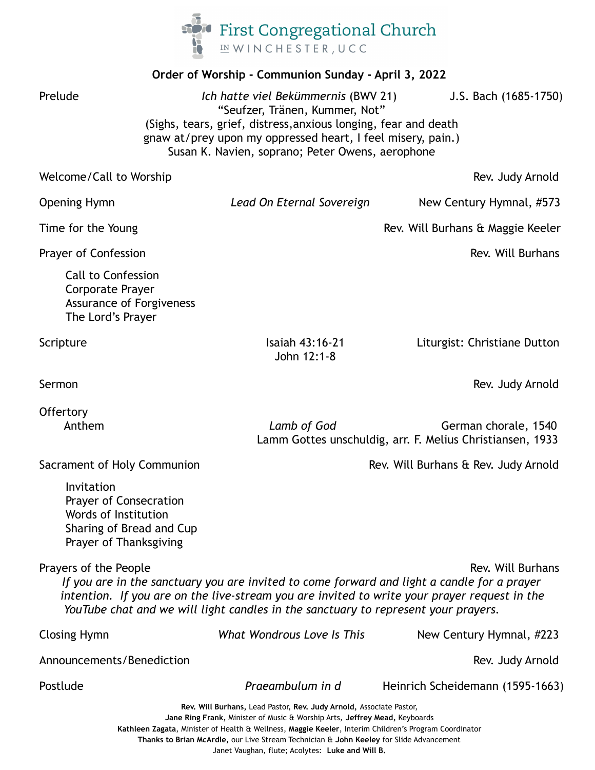# First Congregational Church IN WINCHESTER, UCC

**Order of Worship - Communion Sunday - April 3, 2022**

Prelude — *Ich hatte viel Bekümmernis* (BWV 21) — J.S. Bach (1685-1750)
"Seufzer, Tränen, Kummer, Not"
(Sighs, tears, grief, distress,anxious longing, fear and death gnaw at/prey upon my oppressed heart, I feel misery, pain.)
Susan K. Navien, soprano; Peter Owens, aerophone

Welcome/Call to Worship — Rev. Judy Arnold

Opening Hymn — *Lead On Eternal Sovereign* — New Century Hymnal, #573

Time for the Young — Rev. Will Burhans & Maggie Keeler

Prayer of Confession — Rev. Will Burhans

- Call to Confession
- Corporate Prayer
- Assurance of Forgiveness
- The Lord's Prayer

Scripture — Isaiah 43:16-21, John 12:1-8 — Liturgist: Christiane Dutton

Sermon — Rev. Judy Arnold

Offertory
Anthem — *Lamb of God* — German chorale, 1540
Lamm Gottes unschuldig, arr. F. Melius Christiansen, 1933

Sacrament of Holy Communion — Rev. Will Burhans & Rev. Judy Arnold

- Invitation
- Prayer of Consecration
- Words of Institution
- Sharing of Bread and Cup
- Prayer of Thanksgiving

Prayers of the People — Rev. Will Burhans

*If you are in the sanctuary you are invited to come forward and light a candle for a prayer intention. If you are on the live-stream you are invited to write your prayer request in the YouTube chat and we will light candles in the sanctuary to represent your prayers.*

Closing Hymn — *What Wondrous Love Is This* — New Century Hymnal, #223

Announcements/Benediction — Rev. Judy Arnold

Postlude — *Praeambulum in d* — Heinrich Scheidemann (1595-1663)

**Rev. Will Burhans,** Lead Pastor, **Rev. Judy Arnold,** Associate Pastor,
**Jane Ring Frank,** Minister of Music & Worship Arts, **Jeffrey Mead,** Keyboards
**Kathleen Zagata**, Minister of Health & Wellness, **Maggie Keeler**, Interim Children's Program Coordinator
**Thanks to Brian McArdle,** our Live Stream Technician & **John Keeley** for Slide Advancement
Janet Vaughan, flute; Acolytes: **Luke and Will B.**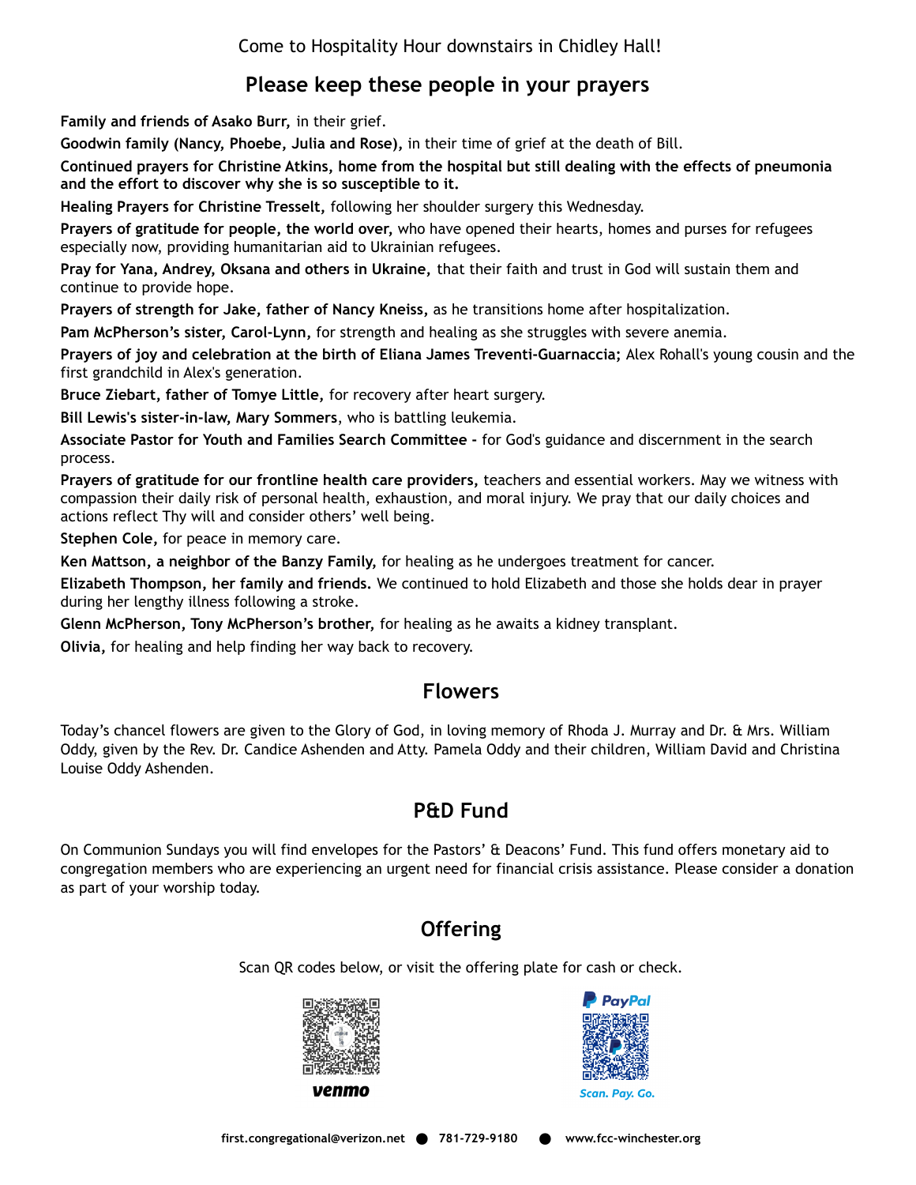Come to Hospitality Hour downstairs in Chidley Hall!

## Please keep these people in your prayers

**Family and friends of Asako Burr,** in their grief.

**Goodwin family (Nancy, Phoebe, Julia and Rose),** in their time of grief at the death of Bill.

**Continued prayers for Christine Atkins, home from the hospital but still dealing with the effects of pneumonia and the effort to discover why she is so susceptible to it.**

**Healing Prayers for Christine Tresselt,** following her shoulder surgery this Wednesday.

**Prayers of gratitude for people, the world over,** who have opened their hearts, homes and purses for refugees especially now, providing humanitarian aid to Ukrainian refugees.

**Pray for Yana, Andrey, Oksana and others in Ukraine,** that their faith and trust in God will sustain them and continue to provide hope.

**Prayers of strength for Jake, father of Nancy Kneiss,** as he transitions home after hospitalization.

**Pam McPherson's sister, Carol-Lynn,** for strength and healing as she struggles with severe anemia.

**Prayers of joy and celebration at the birth of Eliana James Treventi-Guarnaccia;** Alex Rohall's young cousin and the first grandchild in Alex's generation.

**Bruce Ziebart, father of Tomye Little,** for recovery after heart surgery.

**Bill Lewis's sister-in-law, Mary Sommers**, who is battling leukemia.

**Associate Pastor for Youth and Families Search Committee -** for God's guidance and discernment in the search process.

**Prayers of gratitude for our frontline health care providers,** teachers and essential workers. May we witness with compassion their daily risk of personal health, exhaustion, and moral injury. We pray that our daily choices and actions reflect Thy will and consider others' well being.

**Stephen Cole,** for peace in memory care.

**Ken Mattson, a neighbor of the Banzy Family,** for healing as he undergoes treatment for cancer.

**Elizabeth Thompson, her family and friends.** We continued to hold Elizabeth and those she holds dear in prayer during her lengthy illness following a stroke.

**Glenn McPherson, Tony McPherson's brother,** for healing as he awaits a kidney transplant.

**Olivia,** for healing and help finding her way back to recovery.

## Flowers

Today's chancel flowers are given to the Glory of God, in loving memory of Rhoda J. Murray and Dr. & Mrs. William Oddy, given by the Rev. Dr. Candice Ashenden and Atty. Pamela Oddy and their children, William David and Christina Louise Oddy Ashenden.

## P&D Fund

On Communion Sundays you will find envelopes for the Pastors' & Deacons' Fund. This fund offers monetary aid to congregation members who are experiencing an urgent need for financial crisis assistance. Please consider a donation as part of your worship today.

## Offering

Scan QR codes below, or visit the offering plate for cash or check.

venmo

PayPal

Scan. Pay. Go.

first.congregational@verizon.net ● 781-729-9180 ● www.fcc-winchester.org